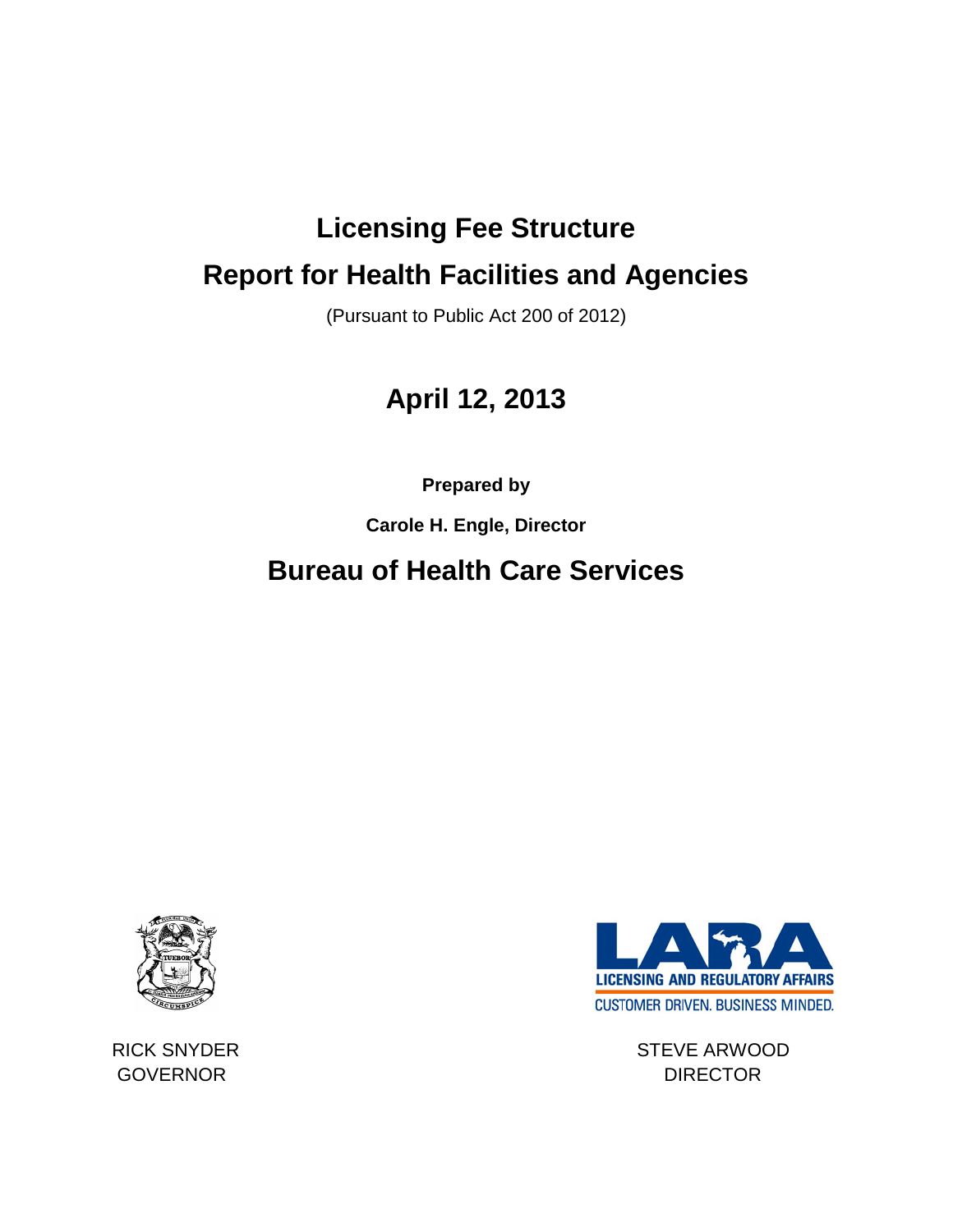# Licensing Fee Structure

# Report for Health Facilities and Agencies

(Pursuant to Public Act 200 of 2012)

## April 12, 2013

**Prepared by**

**Carole H. Engle, Director**

## Bureau of Health Care Services

LICENSING AND REGULATORY AFFAIRS

CUSTOMER DRIVEN. BUSINESS MINDED.

RICK SNYDER
GOVERNOR

STEVE ARWOOD
DIRECTOR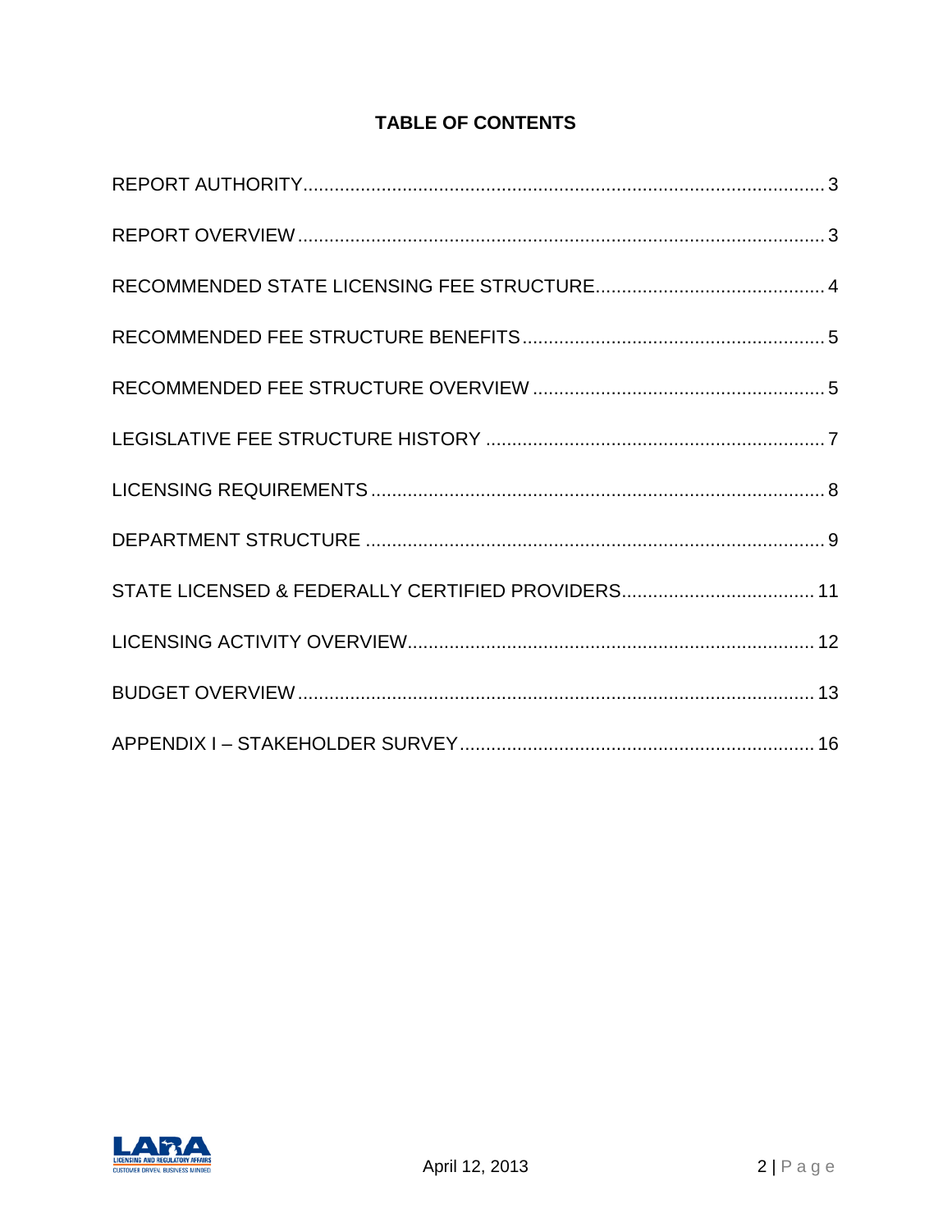# TABLE OF CONTENTS

REPORT AUTHORITY ........................................................................................... 3

REPORT OVERVIEW ........................................................................................... 3

RECOMMENDED STATE LICENSING FEE STRUCTURE ........................................ 4

RECOMMENDED FEE STRUCTURE BENEFITS ..................................................... 5

RECOMMENDED FEE STRUCTURE OVERVIEW ................................................... 5

LEGISLATIVE FEE STRUCTURE HISTORY ............................................................ 7

LICENSING REQUIREMENTS ................................................................................ 8

DEPARTMENT STRUCTURE .................................................................................. 9

STATE LICENSED & FEDERALLY CERTIFIED PROVIDERS ................................... 11

LICENSING ACTIVITY OVERVIEW ......................................................................... 12

BUDGET OVERVIEW ............................................................................................ 13

APPENDIX I – STAKEHOLDER SURVEY ................................................................ 16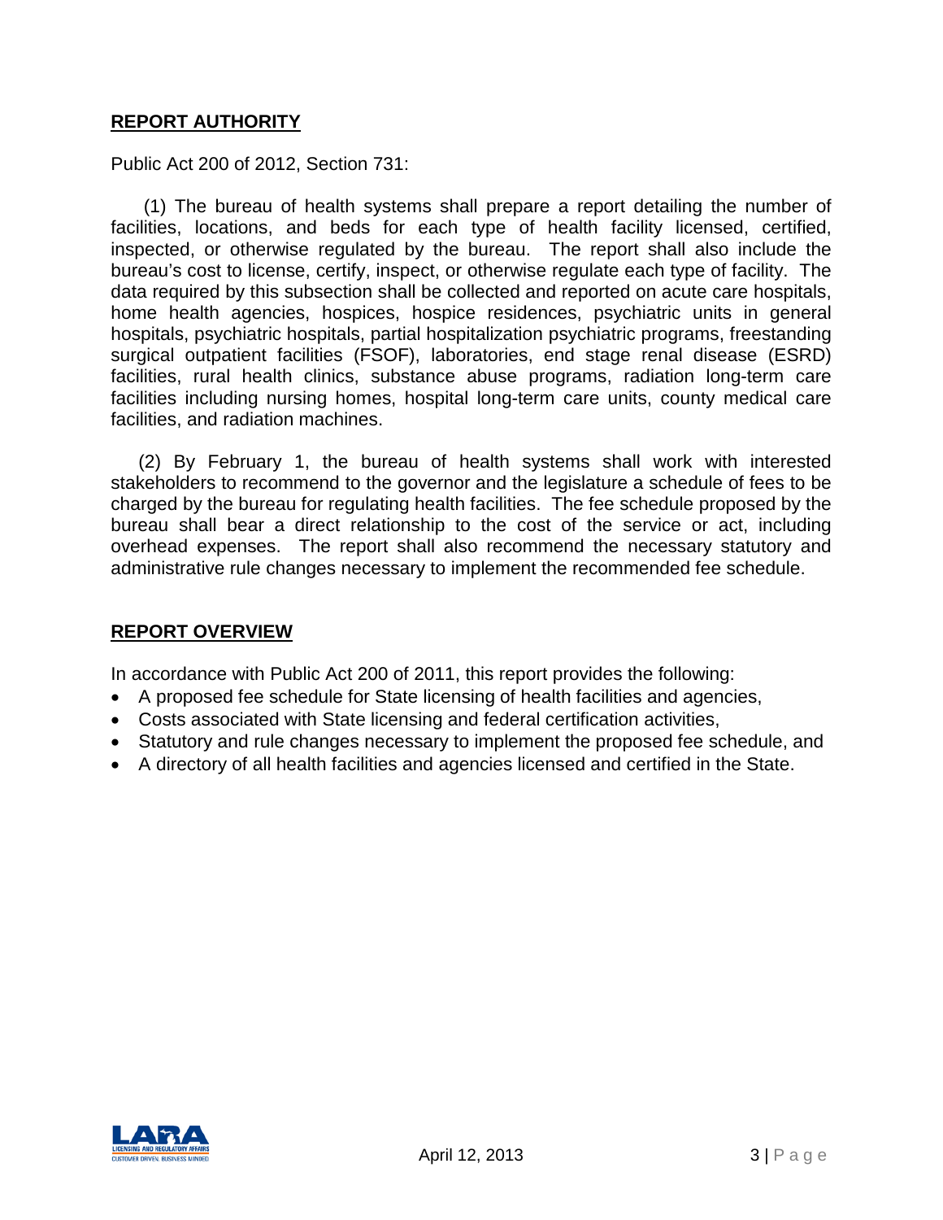## REPORT AUTHORITY

Public Act 200 of 2012, Section 731:

(1) The bureau of health systems shall prepare a report detailing the number of facilities, locations, and beds for each type of health facility licensed, certified, inspected, or otherwise regulated by the bureau. The report shall also include the bureau's cost to license, certify, inspect, or otherwise regulate each type of facility. The data required by this subsection shall be collected and reported on acute care hospitals, home health agencies, hospices, hospice residences, psychiatric units in general hospitals, psychiatric hospitals, partial hospitalization psychiatric programs, freestanding surgical outpatient facilities (FSOF), laboratories, end stage renal disease (ESRD) facilities, rural health clinics, substance abuse programs, radiation long-term care facilities including nursing homes, hospital long-term care units, county medical care facilities, and radiation machines.

(2) By February 1, the bureau of health systems shall work with interested stakeholders to recommend to the governor and the legislature a schedule of fees to be charged by the bureau for regulating health facilities. The fee schedule proposed by the bureau shall bear a direct relationship to the cost of the service or act, including overhead expenses. The report shall also recommend the necessary statutory and administrative rule changes necessary to implement the recommended fee schedule.

## REPORT OVERVIEW

In accordance with Public Act 200 of 2011, this report provides the following:

- A proposed fee schedule for State licensing of health facilities and agencies,
- Costs associated with State licensing and federal certification activities,
- Statutory and rule changes necessary to implement the proposed fee schedule, and
- A directory of all health facilities and agencies licensed and certified in the State.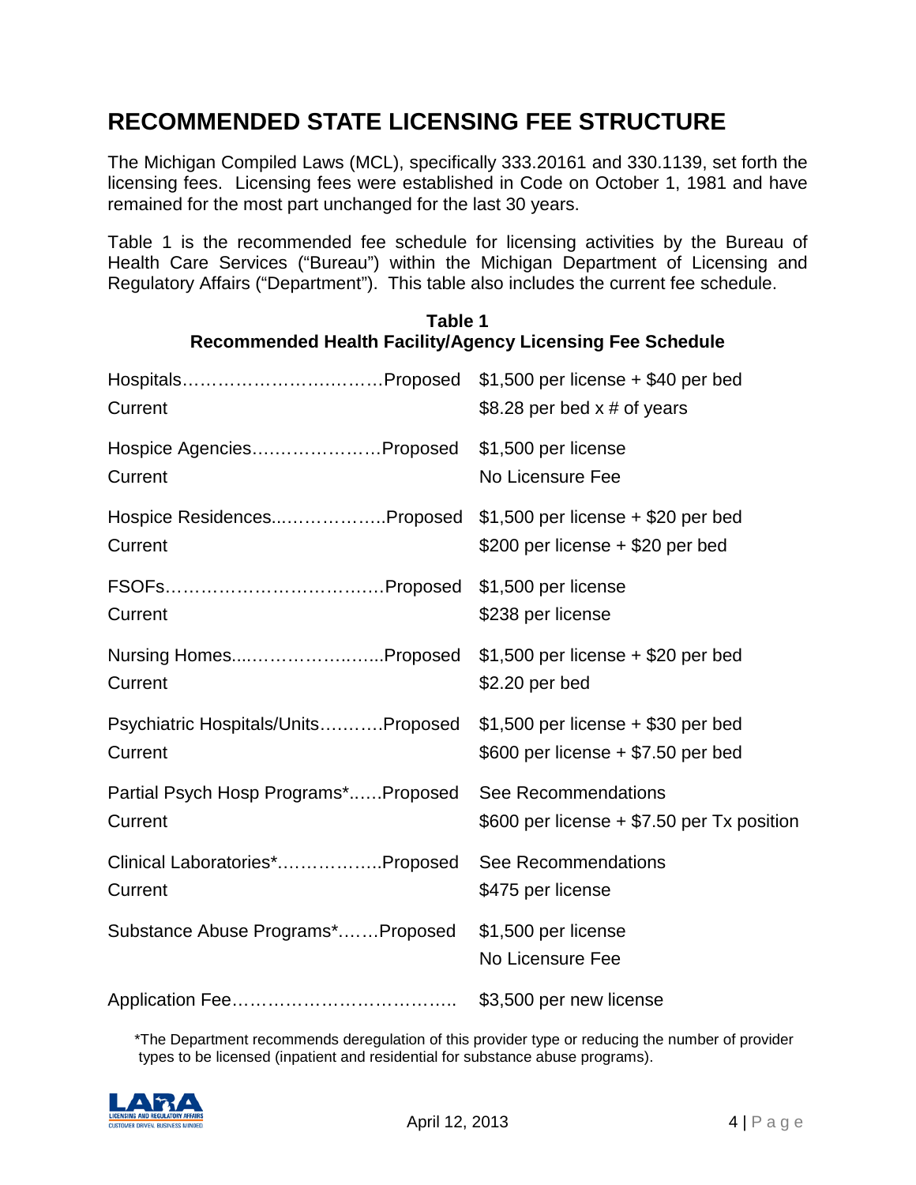# RECOMMENDED STATE LICENSING FEE STRUCTURE

The Michigan Compiled Laws (MCL), specifically 333.20161 and 330.1139, set forth the licensing fees. Licensing fees were established in Code on October 1, 1981 and have remained for the most part unchanged for the last 30 years.

Table 1 is the recommended fee schedule for licensing activities by the Bureau of Health Care Services ("Bureau") within the Michigan Department of Licensing and Regulatory Affairs ("Department"). This table also includes the current fee schedule.

**Table 1**
**Recommended Health Facility/Agency Licensing Fee Schedule**

| Facility/Agency | | Fee |
|---|---|---|
| Hospitals | Proposed | $1,500 per license + $40 per bed |
| | Current | $8.28 per bed x # of years |
| Hospice Agencies | Proposed | $1,500 per license |
| | Current | No Licensure Fee |
| Hospice Residences | Proposed | $1,500 per license + $20 per bed |
| | Current | $200 per license + $20 per bed |
| FSOFs | Proposed | $1,500 per license |
| | Current | $238 per license |
| Nursing Homes | Proposed | $1,500 per license + $20 per bed |
| | Current | $2.20 per bed |
| Psychiatric Hospitals/Units | Proposed | $1,500 per license + $30 per bed |
| | Current | $600 per license + $7.50 per bed |
| Partial Psych Hosp Programs* | Proposed | See Recommendations |
| | Current | $600 per license + $7.50 per Tx position |
| Clinical Laboratories* | Proposed | See Recommendations |
| | Current | $475 per license |
| Substance Abuse Programs* | Proposed | $1,500 per license |
| | | No Licensure Fee |
| Application Fee | | $3,500 per new license |

*The Department recommends deregulation of this provider type or reducing the number of provider types to be licensed (inpatient and residential for substance abuse programs).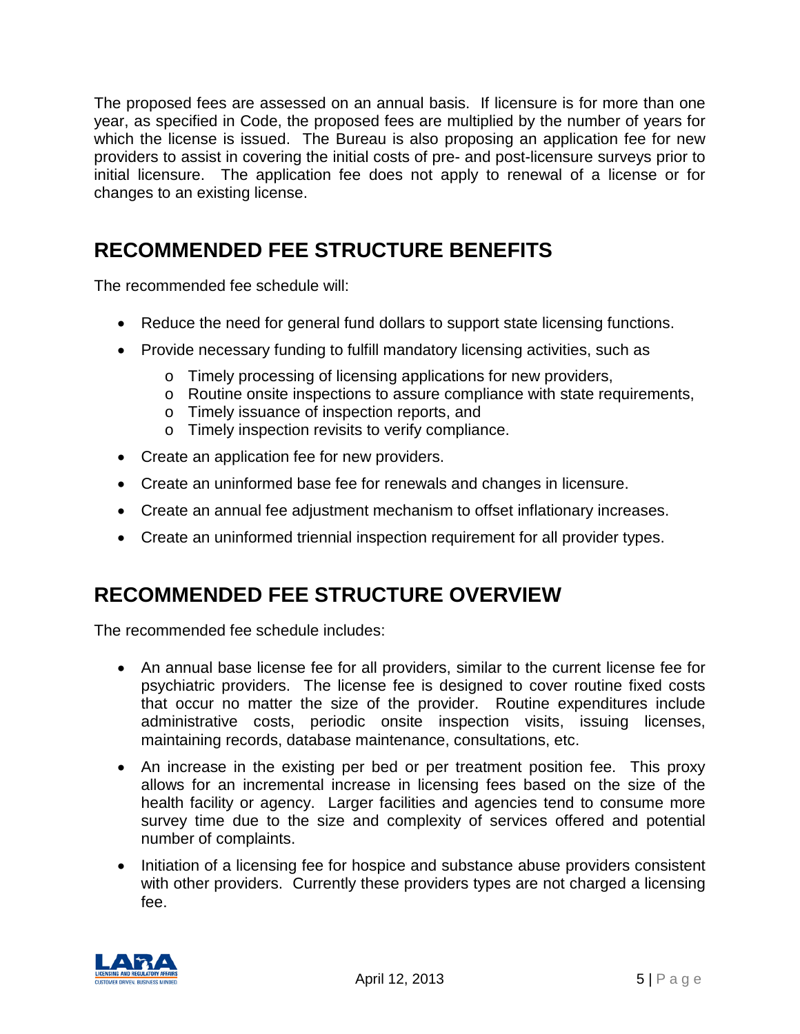The proposed fees are assessed on an annual basis. If licensure is for more than one year, as specified in Code, the proposed fees are multiplied by the number of years for which the license is issued. The Bureau is also proposing an application fee for new providers to assist in covering the initial costs of pre- and post-licensure surveys prior to initial licensure. The application fee does not apply to renewal of a license or for changes to an existing license.

## RECOMMENDED FEE STRUCTURE BENEFITS

The recommended fee schedule will:

- Reduce the need for general fund dollars to support state licensing functions.
- Provide necessary funding to fulfill mandatory licensing activities, such as
  - Timely processing of licensing applications for new providers,
  - Routine onsite inspections to assure compliance with state requirements,
  - Timely issuance of inspection reports, and
  - Timely inspection revisits to verify compliance.
- Create an application fee for new providers.
- Create an uninformed base fee for renewals and changes in licensure.
- Create an annual fee adjustment mechanism to offset inflationary increases.
- Create an uninformed triennial inspection requirement for all provider types.

## RECOMMENDED FEE STRUCTURE OVERVIEW

The recommended fee schedule includes:

- An annual base license fee for all providers, similar to the current license fee for psychiatric providers. The license fee is designed to cover routine fixed costs that occur no matter the size of the provider. Routine expenditures include administrative costs, periodic onsite inspection visits, issuing licenses, maintaining records, database maintenance, consultations, etc.
- An increase in the existing per bed or per treatment position fee. This proxy allows for an incremental increase in licensing fees based on the size of the health facility or agency. Larger facilities and agencies tend to consume more survey time due to the size and complexity of services offered and potential number of complaints.
- Initiation of a licensing fee for hospice and substance abuse providers consistent with other providers. Currently these providers types are not charged a licensing fee.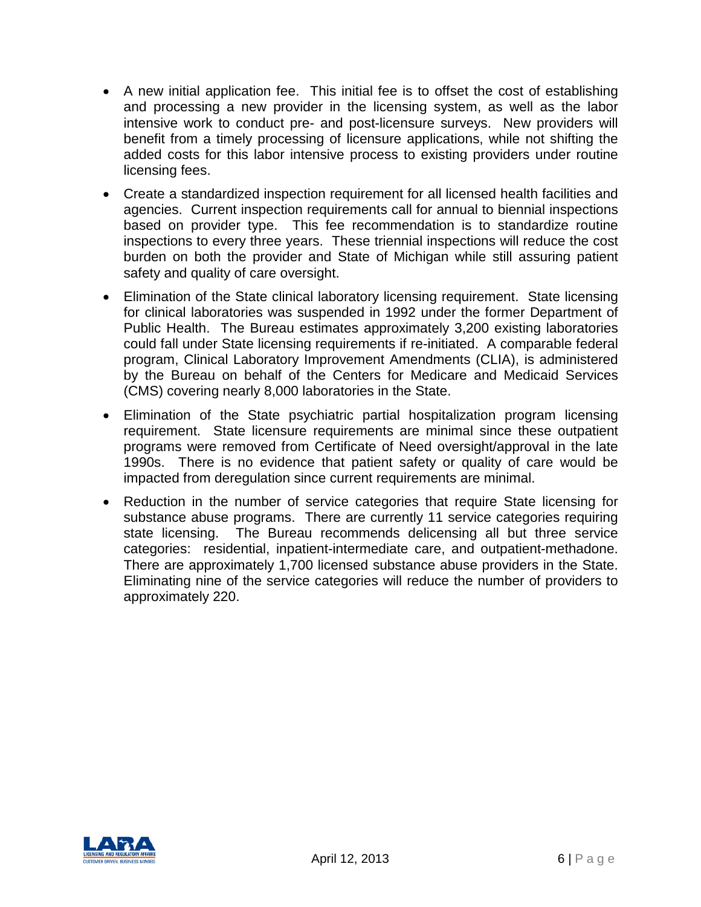- A new initial application fee. This initial fee is to offset the cost of establishing and processing a new provider in the licensing system, as well as the labor intensive work to conduct pre- and post-licensure surveys. New providers will benefit from a timely processing of licensure applications, while not shifting the added costs for this labor intensive process to existing providers under routine licensing fees.
- Create a standardized inspection requirement for all licensed health facilities and agencies. Current inspection requirements call for annual to biennial inspections based on provider type. This fee recommendation is to standardize routine inspections to every three years. These triennial inspections will reduce the cost burden on both the provider and State of Michigan while still assuring patient safety and quality of care oversight.
- Elimination of the State clinical laboratory licensing requirement. State licensing for clinical laboratories was suspended in 1992 under the former Department of Public Health. The Bureau estimates approximately 3,200 existing laboratories could fall under State licensing requirements if re-initiated. A comparable federal program, Clinical Laboratory Improvement Amendments (CLIA), is administered by the Bureau on behalf of the Centers for Medicare and Medicaid Services (CMS) covering nearly 8,000 laboratories in the State.
- Elimination of the State psychiatric partial hospitalization program licensing requirement. State licensure requirements are minimal since these outpatient programs were removed from Certificate of Need oversight/approval in the late 1990s. There is no evidence that patient safety or quality of care would be impacted from deregulation since current requirements are minimal.
- Reduction in the number of service categories that require State licensing for substance abuse programs. There are currently 11 service categories requiring state licensing. The Bureau recommends delicensing all but three service categories: residential, inpatient-intermediate care, and outpatient-methadone. There are approximately 1,700 licensed substance abuse providers in the State. Eliminating nine of the service categories will reduce the number of providers to approximately 220.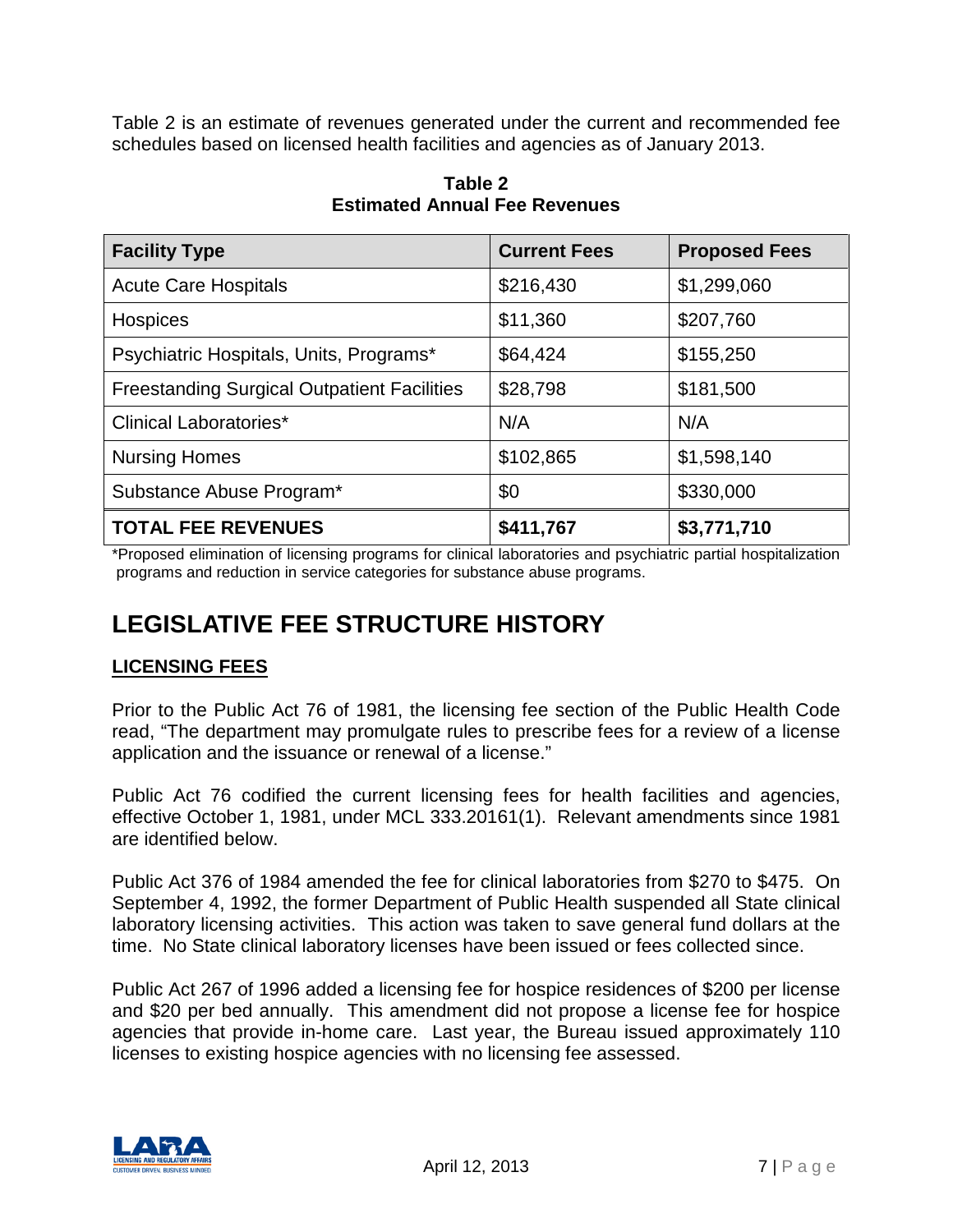Table 2 is an estimate of revenues generated under the current and recommended fee schedules based on licensed health facilities and agencies as of January 2013.

**Table 2**
**Estimated Annual Fee Revenues**

| Facility Type | Current Fees | Proposed Fees |
|---|---|---|
| Acute Care Hospitals | $216,430 | $1,299,060 |
| Hospices | $11,360 | $207,760 |
| Psychiatric Hospitals, Units, Programs* | $64,424 | $155,250 |
| Freestanding Surgical Outpatient Facilities | $28,798 | $181,500 |
| Clinical Laboratories* | N/A | N/A |
| Nursing Homes | $102,865 | $1,598,140 |
| Substance Abuse Program* | $0 | $330,000 |
| **TOTAL FEE REVENUES** | **$411,767** | **$3,771,710** |

*Proposed elimination of licensing programs for clinical laboratories and psychiatric partial hospitalization programs and reduction in service categories for substance abuse programs.

# LEGISLATIVE FEE STRUCTURE HISTORY

## LICENSING FEES

Prior to the Public Act 76 of 1981, the licensing fee section of the Public Health Code read, "The department may promulgate rules to prescribe fees for a review of a license application and the issuance or renewal of a license."

Public Act 76 codified the current licensing fees for health facilities and agencies, effective October 1, 1981, under MCL 333.20161(1). Relevant amendments since 1981 are identified below.

Public Act 376 of 1984 amended the fee for clinical laboratories from $270 to $475. On September 4, 1992, the former Department of Public Health suspended all State clinical laboratory licensing activities. This action was taken to save general fund dollars at the time. No State clinical laboratory licenses have been issued or fees collected since.

Public Act 267 of 1996 added a licensing fee for hospice residences of $200 per license and $20 per bed annually. This amendment did not propose a license fee for hospice agencies that provide in-home care. Last year, the Bureau issued approximately 110 licenses to existing hospice agencies with no licensing fee assessed.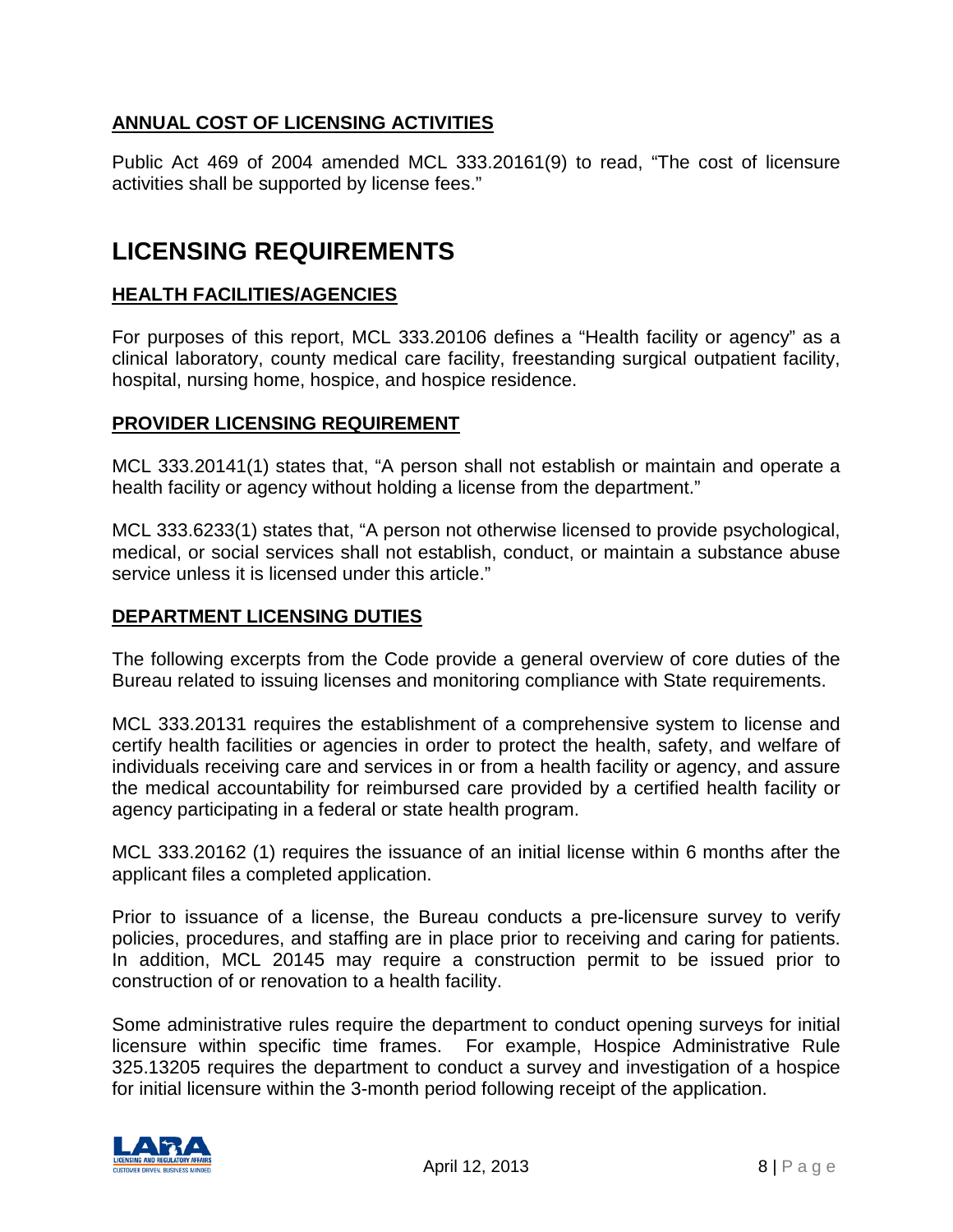**ANNUAL COST OF LICENSING ACTIVITIES**

Public Act 469 of 2004 amended MCL 333.20161(9) to read, “The cost of licensure activities shall be supported by license fees.”

# LICENSING REQUIREMENTS

**HEALTH FACILITIES/AGENCIES**

For purposes of this report, MCL 333.20106 defines a “Health facility or agency” as a clinical laboratory, county medical care facility, freestanding surgical outpatient facility, hospital, nursing home, hospice, and hospice residence.

**PROVIDER LICENSING REQUIREMENT**

MCL 333.20141(1) states that, “A person shall not establish or maintain and operate a health facility or agency without holding a license from the department.”

MCL 333.6233(1) states that, “A person not otherwise licensed to provide psychological, medical, or social services shall not establish, conduct, or maintain a substance abuse service unless it is licensed under this article.”

**DEPARTMENT LICENSING DUTIES**

The following excerpts from the Code provide a general overview of core duties of the Bureau related to issuing licenses and monitoring compliance with State requirements.

MCL 333.20131 requires the establishment of a comprehensive system to license and certify health facilities or agencies in order to protect the health, safety, and welfare of individuals receiving care and services in or from a health facility or agency, and assure the medical accountability for reimbursed care provided by a certified health facility or agency participating in a federal or state health program.

MCL 333.20162 (1) requires the issuance of an initial license within 6 months after the applicant files a completed application.

Prior to issuance of a license, the Bureau conducts a pre-licensure survey to verify policies, procedures, and staffing are in place prior to receiving and caring for patients. In addition, MCL 20145 may require a construction permit to be issued prior to construction of or renovation to a health facility.

Some administrative rules require the department to conduct opening surveys for initial licensure within specific time frames. For example, Hospice Administrative Rule 325.13205 requires the department to conduct a survey and investigation of a hospice for initial licensure within the 3-month period following receipt of the application.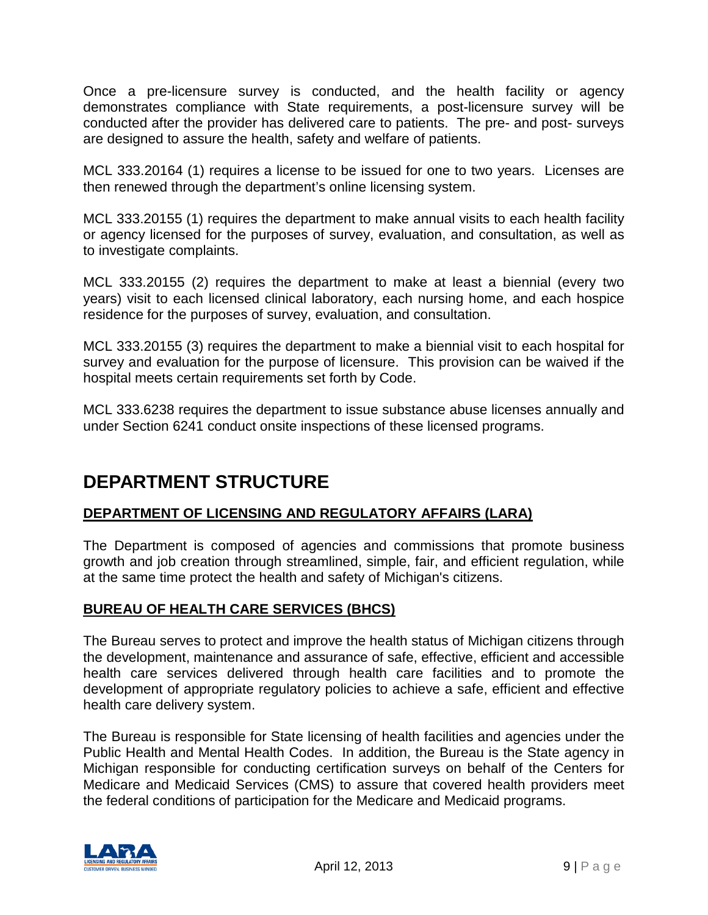Once a pre-licensure survey is conducted, and the health facility or agency demonstrates compliance with State requirements, a post-licensure survey will be conducted after the provider has delivered care to patients. The pre- and post- surveys are designed to assure the health, safety and welfare of patients.

MCL 333.20164 (1) requires a license to be issued for one to two years. Licenses are then renewed through the department's online licensing system.

MCL 333.20155 (1) requires the department to make annual visits to each health facility or agency licensed for the purposes of survey, evaluation, and consultation, as well as to investigate complaints.

MCL 333.20155 (2) requires the department to make at least a biennial (every two years) visit to each licensed clinical laboratory, each nursing home, and each hospice residence for the purposes of survey, evaluation, and consultation.

MCL 333.20155 (3) requires the department to make a biennial visit to each hospital for survey and evaluation for the purpose of licensure. This provision can be waived if the hospital meets certain requirements set forth by Code.

MCL 333.6238 requires the department to issue substance abuse licenses annually and under Section 6241 conduct onsite inspections of these licensed programs.

# DEPARTMENT STRUCTURE

## DEPARTMENT OF LICENSING AND REGULATORY AFFAIRS (LARA)

The Department is composed of agencies and commissions that promote business growth and job creation through streamlined, simple, fair, and efficient regulation, while at the same time protect the health and safety of Michigan's citizens.

## BUREAU OF HEALTH CARE SERVICES (BHCS)

The Bureau serves to protect and improve the health status of Michigan citizens through the development, maintenance and assurance of safe, effective, efficient and accessible health care services delivered through health care facilities and to promote the development of appropriate regulatory policies to achieve a safe, efficient and effective health care delivery system.

The Bureau is responsible for State licensing of health facilities and agencies under the Public Health and Mental Health Codes. In addition, the Bureau is the State agency in Michigan responsible for conducting certification surveys on behalf of the Centers for Medicare and Medicaid Services (CMS) to assure that covered health providers meet the federal conditions of participation for the Medicare and Medicaid programs.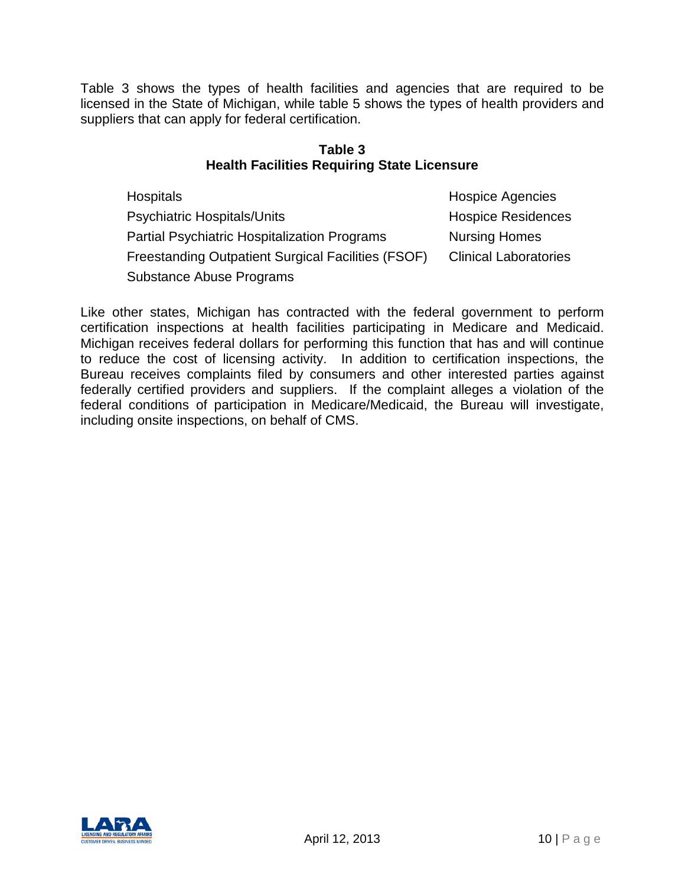Table 3 shows the types of health facilities and agencies that are required to be licensed in the State of Michigan, while table 5 shows the types of health providers and suppliers that can apply for federal certification.

**Table 3**
**Health Facilities Requiring State Licensure**

| | |
|---|---|
| Hospitals | Hospice Agencies |
| Psychiatric Hospitals/Units | Hospice Residences |
| Partial Psychiatric Hospitalization Programs | Nursing Homes |
| Freestanding Outpatient Surgical Facilities (FSOF) | Clinical Laboratories |
| Substance Abuse Programs | |

Like other states, Michigan has contracted with the federal government to perform certification inspections at health facilities participating in Medicare and Medicaid. Michigan receives federal dollars for performing this function that has and will continue to reduce the cost of licensing activity. In addition to certification inspections, the Bureau receives complaints filed by consumers and other interested parties against federally certified providers and suppliers. If the complaint alleges a violation of the federal conditions of participation in Medicare/Medicaid, the Bureau will investigate, including onsite inspections, on behalf of CMS.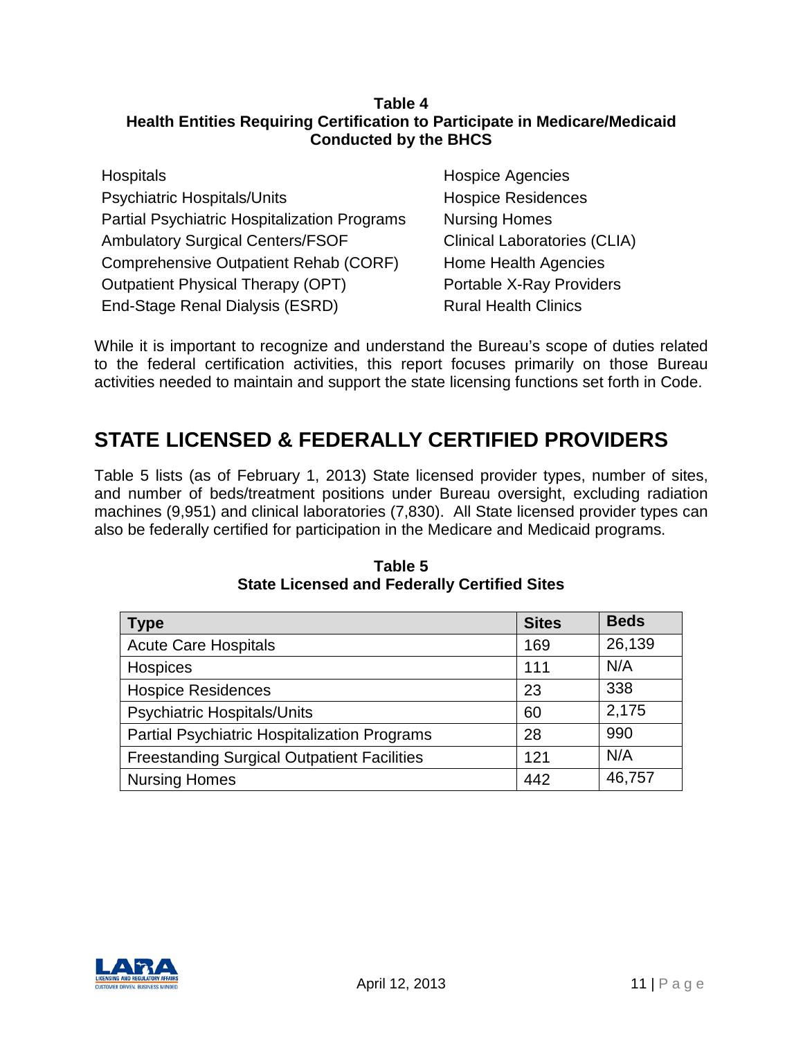**Table 4**
**Health Entities Requiring Certification to Participate in Medicare/Medicaid Conducted by the BHCS**

- Hospitals
- Psychiatric Hospitals/Units
- Partial Psychiatric Hospitalization Programs
- Ambulatory Surgical Centers/FSOF
- Comprehensive Outpatient Rehab (CORF)
- Outpatient Physical Therapy (OPT)
- End-Stage Renal Dialysis (ESRD)
- Hospice Agencies
- Hospice Residences
- Nursing Homes
- Clinical Laboratories (CLIA)
- Home Health Agencies
- Portable X-Ray Providers
- Rural Health Clinics

While it is important to recognize and understand the Bureau's scope of duties related to the federal certification activities, this report focuses primarily on those Bureau activities needed to maintain and support the state licensing functions set forth in Code.

## STATE LICENSED & FEDERALLY CERTIFIED PROVIDERS

Table 5 lists (as of February 1, 2013) State licensed provider types, number of sites, and number of beds/treatment positions under Bureau oversight, excluding radiation machines (9,951) and clinical laboratories (7,830). All State licensed provider types can also be federally certified for participation in the Medicare and Medicaid programs.

**Table 5**
**State Licensed and Federally Certified Sites**

| Type | Sites | Beds |
|---|---|---|
| Acute Care Hospitals | 169 | 26,139 |
| Hospices | 111 | N/A |
| Hospice Residences | 23 | 338 |
| Psychiatric Hospitals/Units | 60 | 2,175 |
| Partial Psychiatric Hospitalization Programs | 28 | 990 |
| Freestanding Surgical Outpatient Facilities | 121 | N/A |
| Nursing Homes | 442 | 46,757 |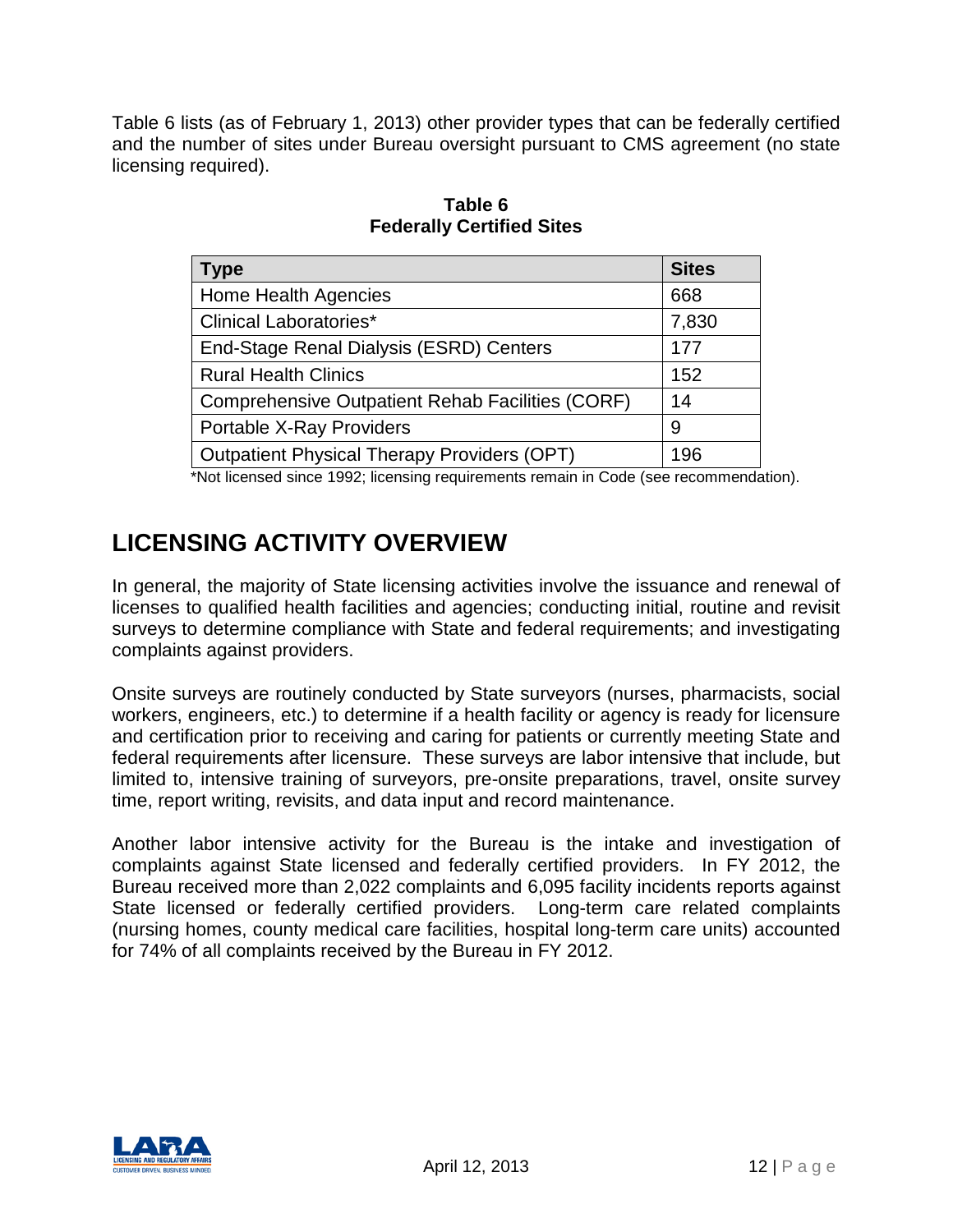Table 6 lists (as of February 1, 2013) other provider types that can be federally certified and the number of sites under Bureau oversight pursuant to CMS agreement (no state licensing required).

**Table 6**
**Federally Certified Sites**

| Type | Sites |
|---|---|
| Home Health Agencies | 668 |
| Clinical Laboratories* | 7,830 |
| End-Stage Renal Dialysis (ESRD) Centers | 177 |
| Rural Health Clinics | 152 |
| Comprehensive Outpatient Rehab Facilities (CORF) | 14 |
| Portable X-Ray Providers | 9 |
| Outpatient Physical Therapy Providers (OPT) | 196 |

*Not licensed since 1992; licensing requirements remain in Code (see recommendation).

# LICENSING ACTIVITY OVERVIEW

In general, the majority of State licensing activities involve the issuance and renewal of licenses to qualified health facilities and agencies; conducting initial, routine and revisit surveys to determine compliance with State and federal requirements; and investigating complaints against providers.

Onsite surveys are routinely conducted by State surveyors (nurses, pharmacists, social workers, engineers, etc.) to determine if a health facility or agency is ready for licensure and certification prior to receiving and caring for patients or currently meeting State and federal requirements after licensure. These surveys are labor intensive that include, but limited to, intensive training of surveyors, pre-onsite preparations, travel, onsite survey time, report writing, revisits, and data input and record maintenance.

Another labor intensive activity for the Bureau is the intake and investigation of complaints against State licensed and federally certified providers. In FY 2012, the Bureau received more than 2,022 complaints and 6,095 facility incidents reports against State licensed or federally certified providers. Long-term care related complaints (nursing homes, county medical care facilities, hospital long-term care units) accounted for 74% of all complaints received by the Bureau in FY 2012.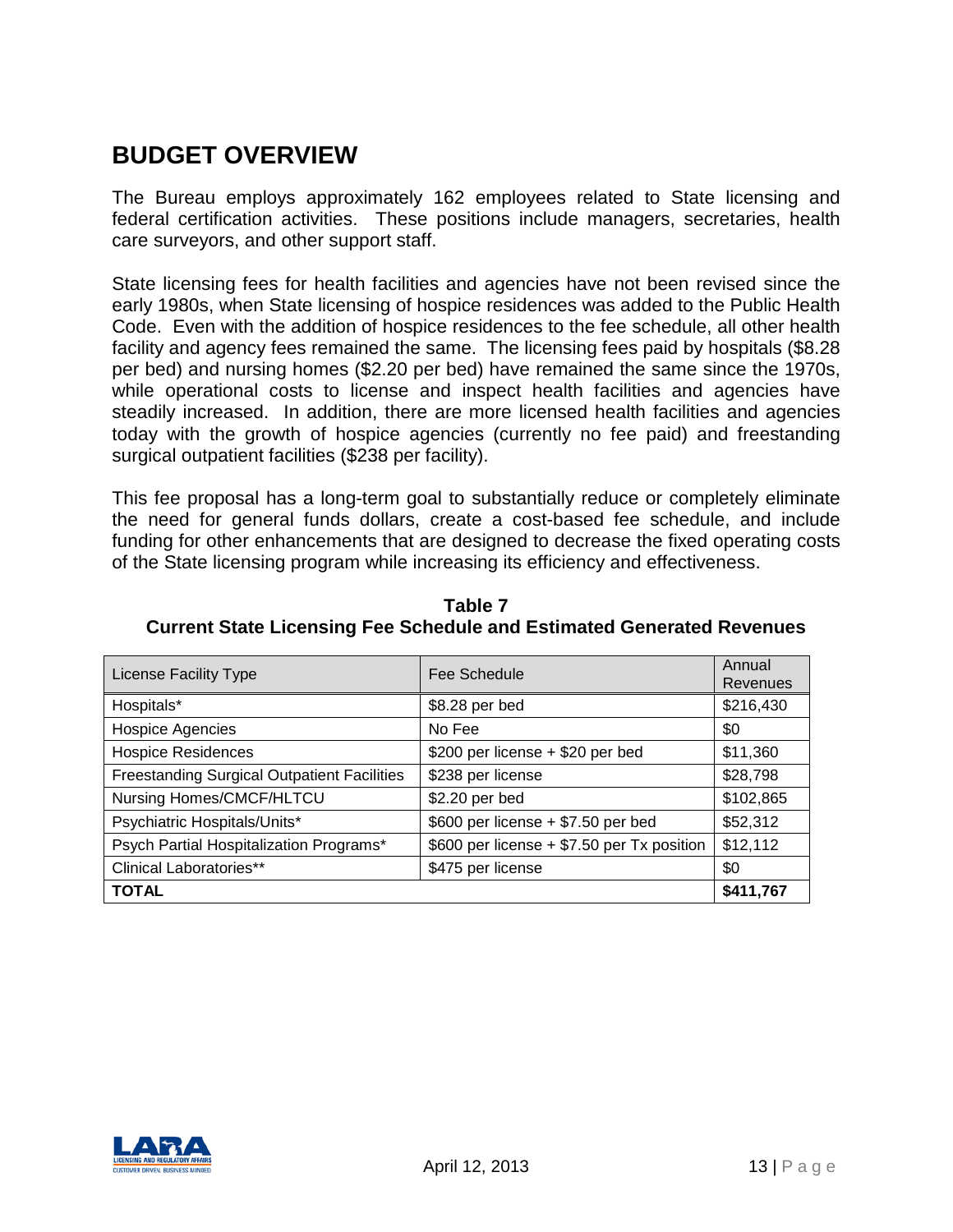## BUDGET OVERVIEW

The Bureau employs approximately 162 employees related to State licensing and federal certification activities. These positions include managers, secretaries, health care surveyors, and other support staff.

State licensing fees for health facilities and agencies have not been revised since the early 1980s, when State licensing of hospice residences was added to the Public Health Code. Even with the addition of hospice residences to the fee schedule, all other health facility and agency fees remained the same. The licensing fees paid by hospitals ($8.28 per bed) and nursing homes ($2.20 per bed) have remained the same since the 1970s, while operational costs to license and inspect health facilities and agencies have steadily increased. In addition, there are more licensed health facilities and agencies today with the growth of hospice agencies (currently no fee paid) and freestanding surgical outpatient facilities ($238 per facility).

This fee proposal has a long-term goal to substantially reduce or completely eliminate the need for general funds dollars, create a cost-based fee schedule, and include funding for other enhancements that are designed to decrease the fixed operating costs of the State licensing program while increasing its efficiency and effectiveness.

**Table 7**
**Current State Licensing Fee Schedule and Estimated Generated Revenues**

| License Facility Type | Fee Schedule | Annual Revenues |
|---|---|---|
| Hospitals* | $8.28 per bed | $216,430 |
| Hospice Agencies | No Fee | $0 |
| Hospice Residences | $200 per license + $20 per bed | $11,360 |
| Freestanding Surgical Outpatient Facilities | $238 per license | $28,798 |
| Nursing Homes/CMCF/HLTCU | $2.20 per bed | $102,865 |
| Psychiatric Hospitals/Units* | $600 per license + $7.50 per bed | $52,312 |
| Psych Partial Hospitalization Programs* | $600 per license + $7.50 per Tx position | $12,112 |
| Clinical Laboratories** | $475 per license | $0 |
| **TOTAL** | | **$411,767** |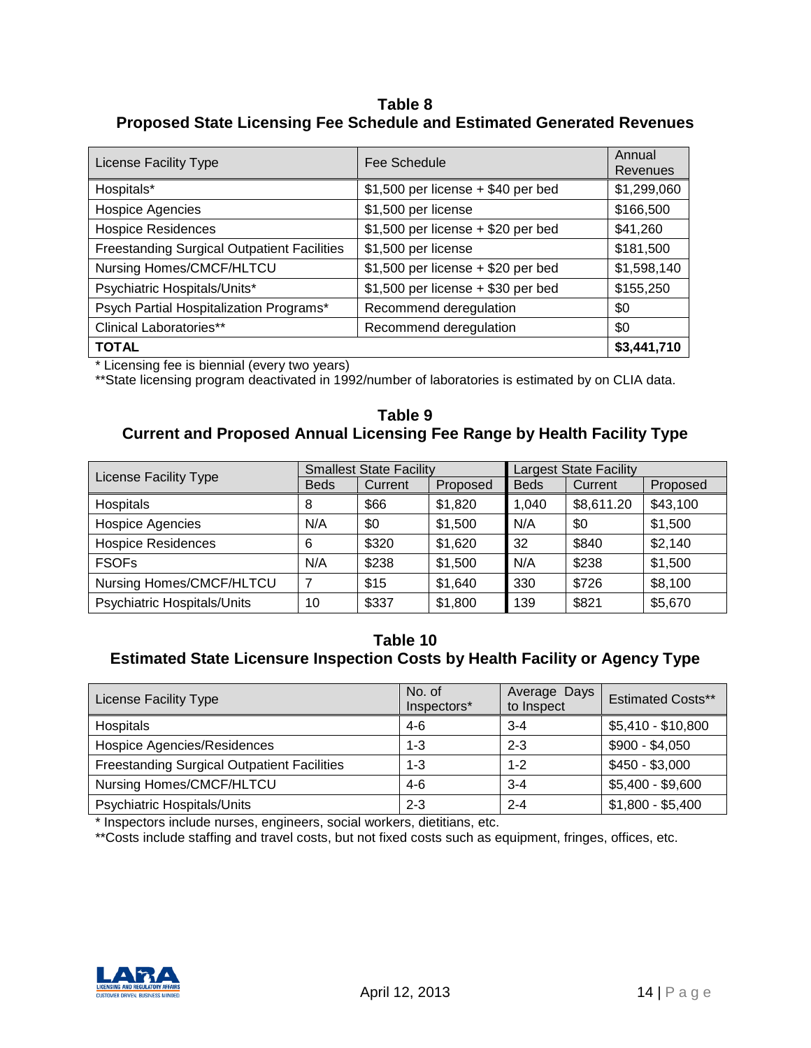**Table 8**
**Proposed State Licensing Fee Schedule and Estimated Generated Revenues**

| License Facility Type | Fee Schedule | Annual Revenues |
|---|---|---|
| Hospitals* | $1,500 per license + $40 per bed | $1,299,060 |
| Hospice Agencies | $1,500 per license | $166,500 |
| Hospice Residences | $1,500 per license + $20 per bed | $41,260 |
| Freestanding Surgical Outpatient Facilities | $1,500 per license | $181,500 |
| Nursing Homes/CMCF/HLTCU | $1,500 per license + $20 per bed | $1,598,140 |
| Psychiatric Hospitals/Units* | $1,500 per license + $30 per bed | $155,250 |
| Psych Partial Hospitalization Programs* | Recommend deregulation | $0 |
| Clinical Laboratories** | Recommend deregulation | $0 |
| **TOTAL** | | **$3,441,710** |

* Licensing fee is biennial (every two years)
**State licensing program deactivated in 1992/number of laboratories is estimated by on CLIA data.

**Table 9**
**Current and Proposed Annual Licensing Fee Range by Health Facility Type**

| License Facility Type | Smallest State Facility | | | Largest State Facility | | |
|---|---|---|---|---|---|---|
| | Beds | Current | Proposed | Beds | Current | Proposed |
| Hospitals | 8 | $66 | $1,820 | 1,040 | $8,611.20 | $43,100 |
| Hospice Agencies | N/A | $0 | $1,500 | N/A | $0 | $1,500 |
| Hospice Residences | 6 | $320 | $1,620 | 32 | $840 | $2,140 |
| FSOFs | N/A | $238 | $1,500 | N/A | $238 | $1,500 |
| Nursing Homes/CMCF/HLTCU | 7 | $15 | $1,640 | 330 | $726 | $8,100 |
| Psychiatric Hospitals/Units | 10 | $337 | $1,800 | 139 | $821 | $5,670 |

**Table 10**
**Estimated State Licensure Inspection Costs by Health Facility or Agency Type**

| License Facility Type | No. of Inspectors* | Average Days to Inspect | Estimated Costs** |
|---|---|---|---|
| Hospitals | 4-6 | 3-4 | $5,410 - $10,800 |
| Hospice Agencies/Residences | 1-3 | 2-3 | $900 - $4,050 |
| Freestanding Surgical Outpatient Facilities | 1-3 | 1-2 | $450 - $3,000 |
| Nursing Homes/CMCF/HLTCU | 4-6 | 3-4 | $5,400 - $9,600 |
| Psychiatric Hospitals/Units | 2-3 | 2-4 | $1,800 - $5,400 |

* Inspectors include nurses, engineers, social workers, dietitians, etc.
**Costs include staffing and travel costs, but not fixed costs such as equipment, fringes, offices, etc.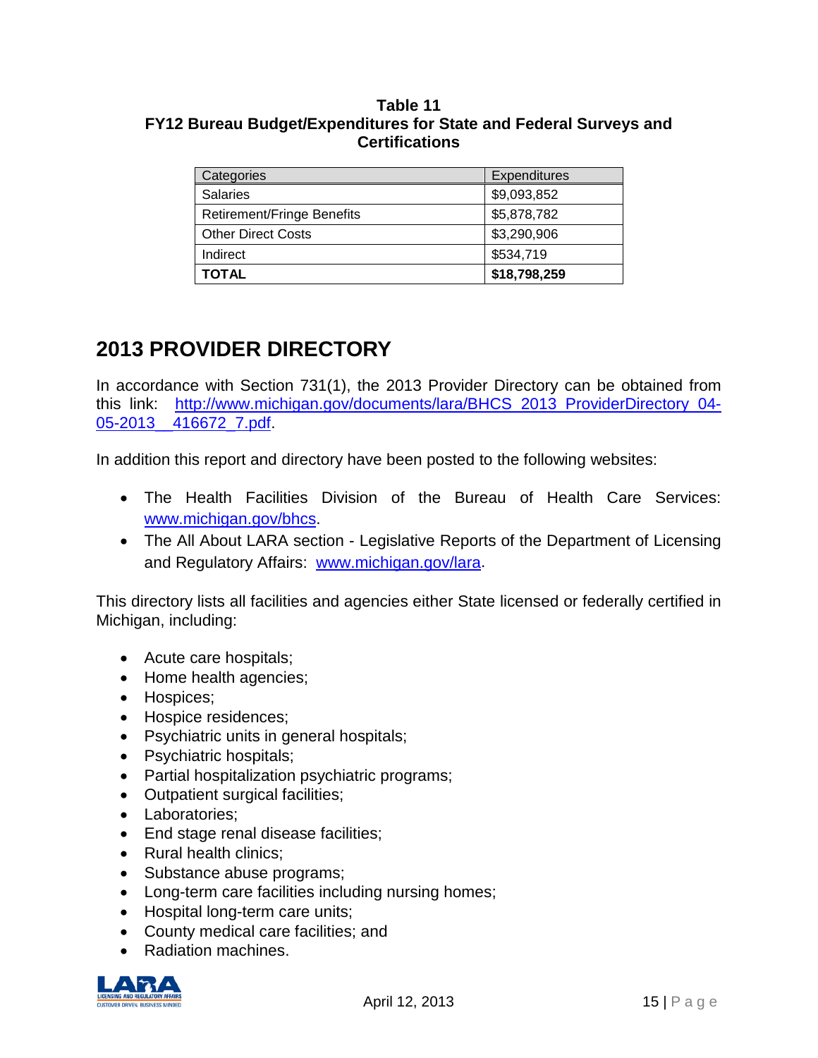**Table 11**
**FY12 Bureau Budget/Expenditures for State and Federal Surveys and Certifications**

| Categories | Expenditures |
|---|---|
| Salaries | $9,093,852 |
| Retirement/Fringe Benefits | $5,878,782 |
| Other Direct Costs | $3,290,906 |
| Indirect | $534,719 |
| **TOTAL** | **$18,798,259** |

## 2013 PROVIDER DIRECTORY

In accordance with Section 731(1), the 2013 Provider Directory can be obtained from this link: http://www.michigan.gov/documents/lara/BHCS_2013_ProviderDirectory_04-05-2013__416672_7.pdf.

In addition this report and directory have been posted to the following websites:

- The Health Facilities Division of the Bureau of Health Care Services: www.michigan.gov/bhcs.
- The All About LARA section - Legislative Reports of the Department of Licensing and Regulatory Affairs: www.michigan.gov/lara.

This directory lists all facilities and agencies either State licensed or federally certified in Michigan, including:

- Acute care hospitals;
- Home health agencies;
- Hospices;
- Hospice residences;
- Psychiatric units in general hospitals;
- Psychiatric hospitals;
- Partial hospitalization psychiatric programs;
- Outpatient surgical facilities;
- Laboratories;
- End stage renal disease facilities;
- Rural health clinics;
- Substance abuse programs;
- Long-term care facilities including nursing homes;
- Hospital long-term care units;
- County medical care facilities; and
- Radiation machines.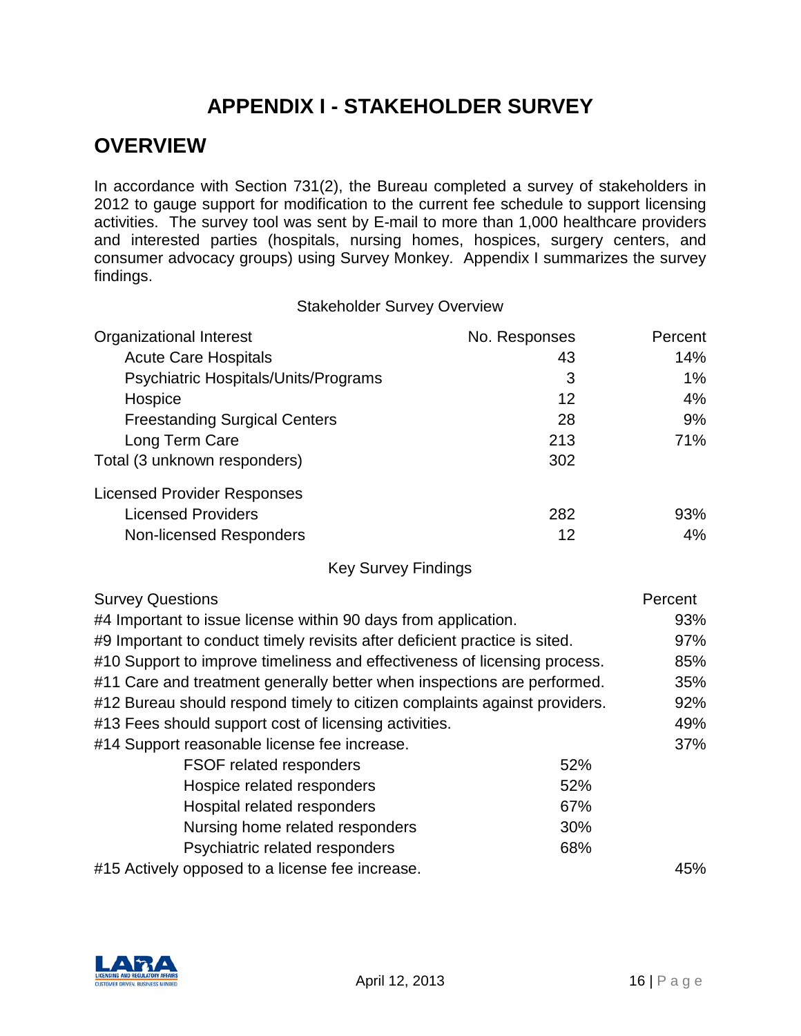# APPENDIX I - STAKEHOLDER SURVEY

## OVERVIEW

In accordance with Section 731(2), the Bureau completed a survey of stakeholders in 2012 to gauge support for modification to the current fee schedule to support licensing activities. The survey tool was sent by E-mail to more than 1,000 healthcare providers and interested parties (hospitals, nursing homes, hospices, surgery centers, and consumer advocacy groups) using Survey Monkey. Appendix I summarizes the survey findings.

Stakeholder Survey Overview

| Organizational Interest | No. Responses | Percent |
|---|---|---|
| Acute Care Hospitals | 43 | 14% |
| Psychiatric Hospitals/Units/Programs | 3 | 1% |
| Hospice | 12 | 4% |
| Freestanding Surgical Centers | 28 | 9% |
| Long Term Care | 213 | 71% |
| Total (3 unknown responders) | 302 | |
| Licensed Provider Responses | | |
| Licensed Providers | 282 | 93% |
| Non-licensed Responders | 12 | 4% |

Key Survey Findings

| Survey Questions | | Percent |
|---|---|---|
| #4 Important to issue license within 90 days from application. | | 93% |
| #9 Important to conduct timely revisits after deficient practice is sited. | | 97% |
| #10 Support to improve timeliness and effectiveness of licensing process. | | 85% |
| #11 Care and treatment generally better when inspections are performed. | | 35% |
| #12 Bureau should respond timely to citizen complaints against providers. | | 92% |
| #13 Fees should support cost of licensing activities. | | 49% |
| #14 Support reasonable license fee increase. | | 37% |
| FSOF related responders | 52% | |
| Hospice related responders | 52% | |
| Hospital related responders | 67% | |
| Nursing home related responders | 30% | |
| Psychiatric related responders | 68% | |
| #15 Actively opposed to a license fee increase. | | 45% |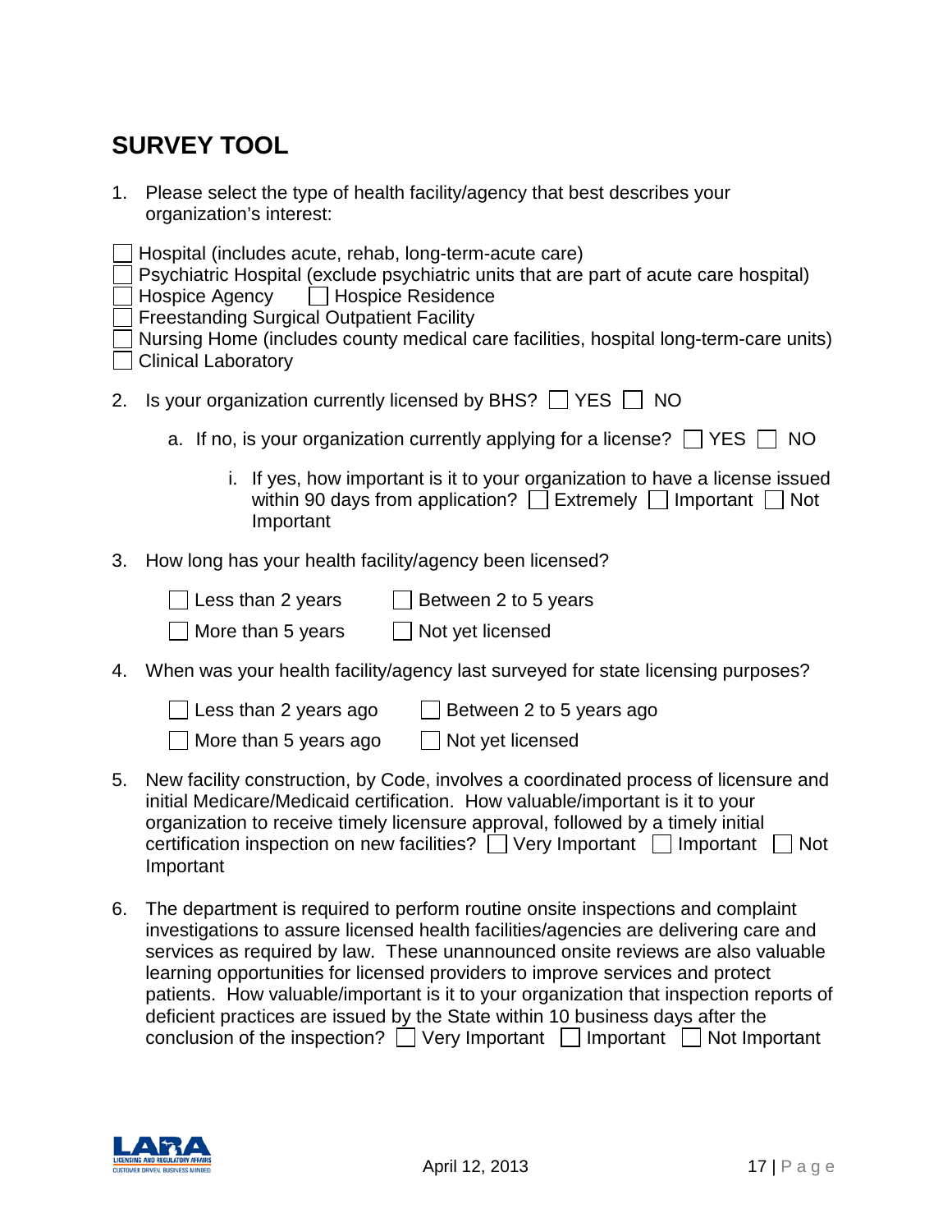## SURVEY TOOL

1. Please select the type of health facility/agency that best describes your organization's interest:

☐ Hospital (includes acute, rehab, long-term-acute care)
☐ Psychiatric Hospital (exclude psychiatric units that are part of acute care hospital)
☐ Hospice Agency ☐ Hospice Residence
☐ Freestanding Surgical Outpatient Facility
☐ Nursing Home (includes county medical care facilities, hospital long-term-care units)
☐ Clinical Laboratory

2. Is your organization currently licensed by BHS? ☐ YES ☐ NO

   a. If no, is your organization currently applying for a license? ☐ YES ☐ NO

      i. If yes, how important is it to your organization to have a license issued within 90 days from application? ☐ Extremely ☐ Important ☐ Not Important

3. How long has your health facility/agency been licensed?

   ☐ Less than 2 years ☐ Between 2 to 5 years
   ☐ More than 5 years ☐ Not yet licensed

4. When was your health facility/agency last surveyed for state licensing purposes?

   ☐ Less than 2 years ago ☐ Between 2 to 5 years ago
   ☐ More than 5 years ago ☐ Not yet licensed

5. New facility construction, by Code, involves a coordinated process of licensure and initial Medicare/Medicaid certification. How valuable/important is it to your organization to receive timely licensure approval, followed by a timely initial certification inspection on new facilities? ☐ Very Important ☐ Important ☐ Not Important

6. The department is required to perform routine onsite inspections and complaint investigations to assure licensed health facilities/agencies are delivering care and services as required by law. These unannounced onsite reviews are also valuable learning opportunities for licensed providers to improve services and protect patients. How valuable/important is it to your organization that inspection reports of deficient practices are issued by the State within 10 business days after the conclusion of the inspection? ☐ Very Important ☐ Important ☐ Not Important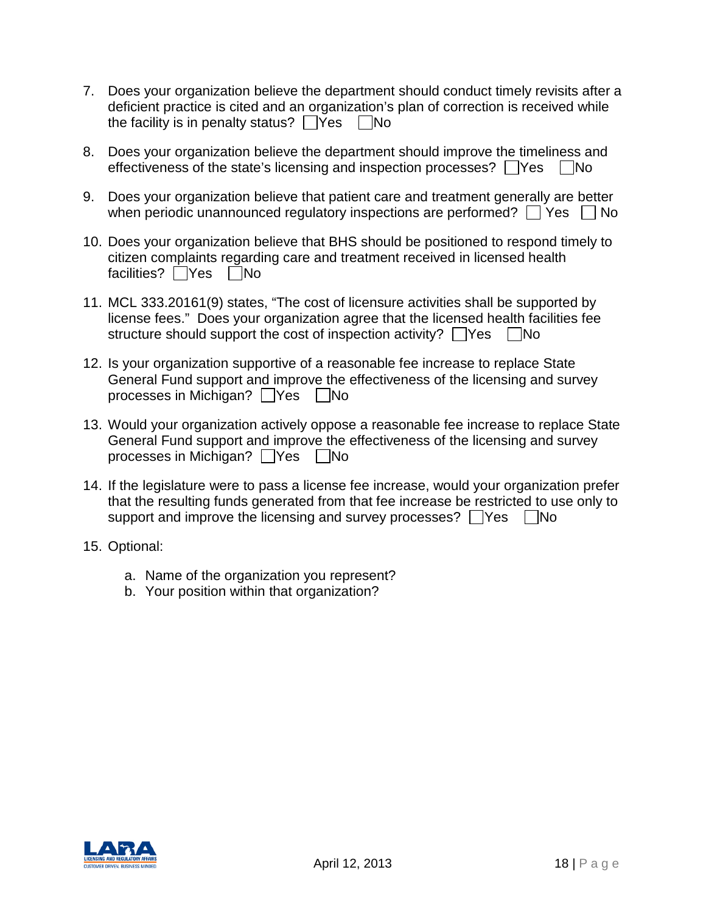7. Does your organization believe the department should conduct timely revisits after a deficient practice is cited and an organization's plan of correction is received while the facility is in penalty status? ☐Yes ☐No

8. Does your organization believe the department should improve the timeliness and effectiveness of the state's licensing and inspection processes? ☐Yes ☐No

9. Does your organization believe that patient care and treatment generally are better when periodic unannounced regulatory inspections are performed? ☐ Yes ☐ No

10. Does your organization believe that BHS should be positioned to respond timely to citizen complaints regarding care and treatment received in licensed health facilities? ☐Yes ☐No

11. MCL 333.20161(9) states, "The cost of licensure activities shall be supported by license fees." Does your organization agree that the licensed health facilities fee structure should support the cost of inspection activity? ☐Yes ☐No

12. Is your organization supportive of a reasonable fee increase to replace State General Fund support and improve the effectiveness of the licensing and survey processes in Michigan? ☐Yes ☐No

13. Would your organization actively oppose a reasonable fee increase to replace State General Fund support and improve the effectiveness of the licensing and survey processes in Michigan? ☐Yes ☐No

14. If the legislature were to pass a license fee increase, would your organization prefer that the resulting funds generated from that fee increase be restricted to use only to support and improve the licensing and survey processes? ☐Yes ☐No

15. Optional:

    a. Name of the organization you represent?
    b. Your position within that organization?